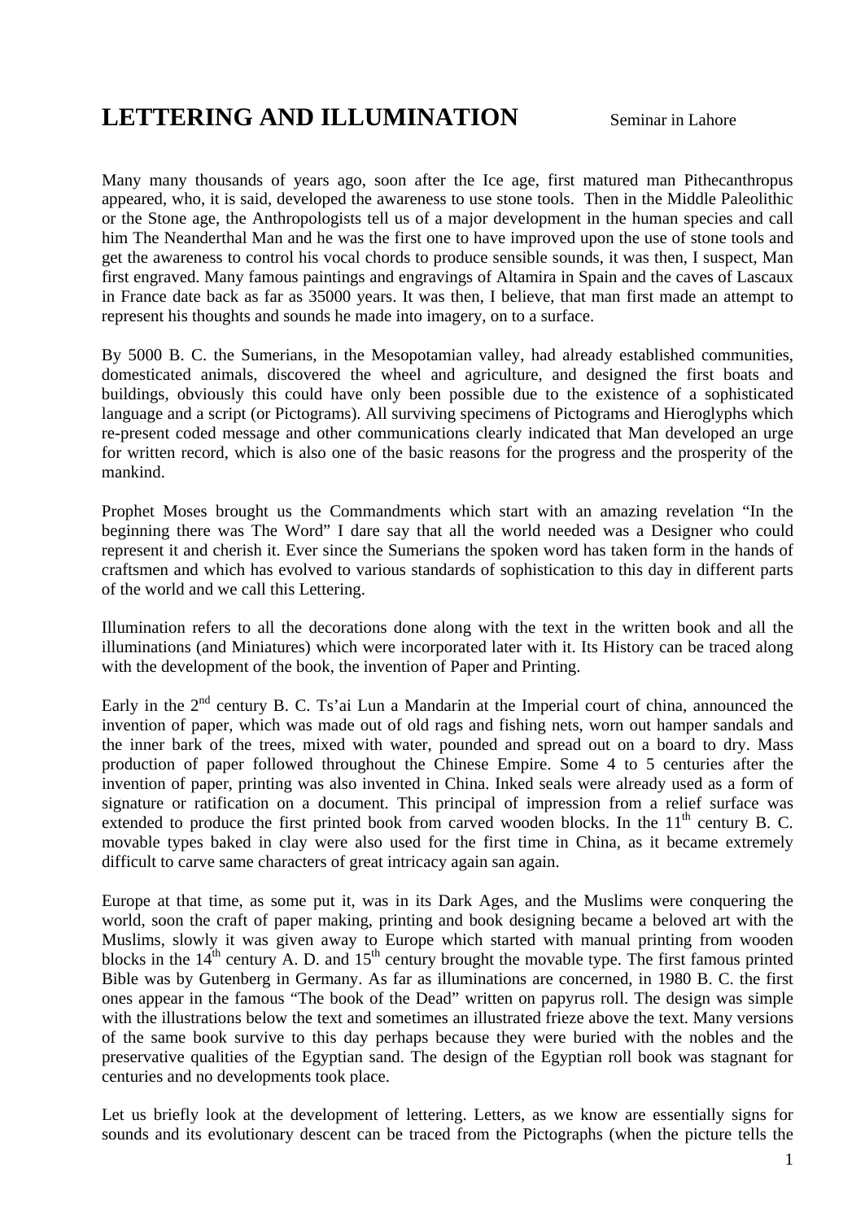# LETTERING AND ILLUMINATION

Seminar in Lahore

Many many thousands of years ago, soon after the Ice age, first matured man Pithecanthropus appeared, who, it is said, developed the awareness to use stone tools. Then in the Middle Paleolithic or the Stone age, the Anthropologists tell us of a major development in the human species and call him The Neanderthal Man and he was the first one to have improved upon the use of stone tools and get the awareness to control his vocal chords to produce sensible sounds, it was then, I suspect, Man first engraved. Many famous paintings and engravings of Altamira in Spain and the caves of Lascaux in France date back as far as 35000 years. It was then, I believe, that man first made an attempt to represent his thoughts and sounds he made into imagery, on to a surface.

By 5000 B. C. the Sumerians, in the Mesopotamian valley, had already established communities, domesticated animals, discovered the wheel and agriculture, and designed the first boats and buildings, obviously this could have only been possible due to the existence of a sophisticated language and a script (or Pictograms). All surviving specimens of Pictograms and Hieroglyphs which re-present coded message and other communications clearly indicated that Man developed an urge for written record, which is also one of the basic reasons for the progress and the prosperity of the mankind.

Prophet Moses brought us the Commandments which start with an amazing revelation "In the beginning there was The Word" I dare say that all the world needed was a Designer who could represent it and cherish it. Ever since the Sumerians the spoken word has taken form in the hands of craftsmen and which has evolved to various standards of sophistication to this day in different parts of the world and we call this Lettering.

Illumination refers to all the decorations done along with the text in the written book and all the illuminations (and Miniatures) which were incorporated later with it. Its History can be traced along with the development of the book, the invention of Paper and Printing.

Early in the 2nd century B. C. Ts'ai Lun a Mandarin at the Imperial court of china, announced the invention of paper, which was made out of old rags and fishing nets, worn out hamper sandals and the inner bark of the trees, mixed with water, pounded and spread out on a board to dry. Mass production of paper followed throughout the Chinese Empire. Some 4 to 5 centuries after the invention of paper, printing was also invented in China. Inked seals were already used as a form of signature or ratification on a document. This principal of impression from a relief surface was extended to produce the first printed book from carved wooden blocks. In the 11th century B. C. movable types baked in clay were also used for the first time in China, as it became extremely difficult to carve same characters of great intricacy again san again.

Europe at that time, as some put it, was in its Dark Ages, and the Muslims were conquering the world, soon the craft of paper making, printing and book designing became a beloved art with the Muslims, slowly it was given away to Europe which started with manual printing from wooden blocks in the 14th century A. D. and 15th century brought the movable type. The first famous printed Bible was by Gutenberg in Germany. As far as illuminations are concerned, in 1980 B. C. the first ones appear in the famous "The book of the Dead" written on papyrus roll. The design was simple with the illustrations below the text and sometimes an illustrated frieze above the text. Many versions of the same book survive to this day perhaps because they were buried with the nobles and the preservative qualities of the Egyptian sand. The design of the Egyptian roll book was stagnant for centuries and no developments took place.

Let us briefly look at the development of lettering. Letters, as we know are essentially signs for sounds and its evolutionary descent can be traced from the Pictographs (when the picture tells the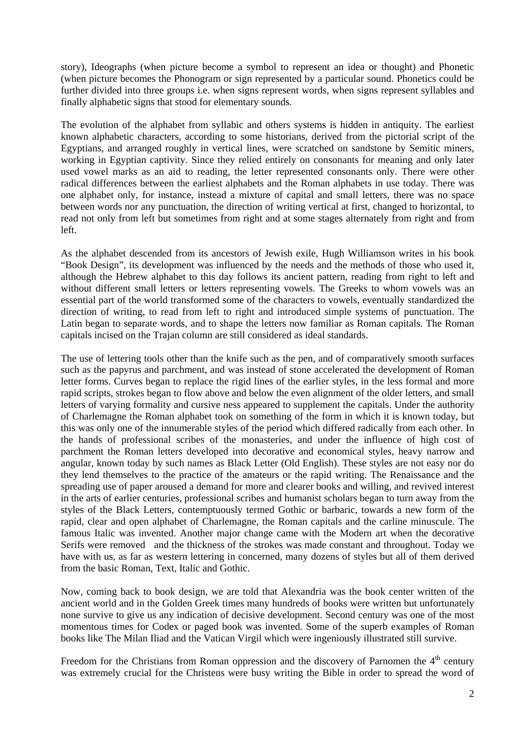story), Ideographs (when picture become a symbol to represent an idea or thought) and Phonetic (when picture becomes the Phonogram or sign represented by a particular sound. Phonetics could be further divided into three groups i.e. when signs represent words, when signs represent syllables and finally alphabetic signs that stood for elementary sounds.

The evolution of the alphabet from syllabic and others systems is hidden in antiquity. The earliest known alphabetic characters, according to some historians, derived from the pictorial script of the Egyptians, and arranged roughly in vertical lines, were scratched on sandstone by Semitic miners, working in Egyptian captivity. Since they relied entirely on consonants for meaning and only later used vowel marks as an aid to reading, the letter represented consonants only. There were other radical differences between the earliest alphabets and the Roman alphabets in use today. There was one alphabet only, for instance, instead a mixture of capital and small letters, there was no space between words nor any punctuation, the direction of writing vertical at first, changed to horizontal, to read not only from left but sometimes from right and at some stages alternately from right and from left.

As the alphabet descended from its ancestors of Jewish exile, Hugh Williamson writes in his book "Book Design", its development was influenced by the needs and the methods of those who used it, although the Hebrew alphabet to this day follows its ancient pattern, reading from right to left and without different small letters or letters representing vowels. The Greeks to whom vowels was an essential part of the world transformed some of the characters to vowels, eventually standardized the direction of writing, to read from left to right and introduced simple systems of punctuation. The Latin began to separate words, and to shape the letters now familiar as Roman capitals. The Roman capitals incised on the Trajan column are still considered as ideal standards.

The use of lettering tools other than the knife such as the pen, and of comparatively smooth surfaces such as the papyrus and parchment, and was instead of stone accelerated the development of Roman letter forms. Curves began to replace the rigid lines of the earlier styles, in the less formal and more rapid scripts, strokes began to flow above and below the even alignment of the older letters, and small letters of varying formality and cursive ness appeared to supplement the capitals. Under the authority of Charlemagne the Roman alphabet took on something of the form in which it is known today, but this was only one of the innumerable styles of the period which differed radically from each other. In the hands of professional scribes of the monasteries, and under the influence of high cost of parchment the Roman letters developed into decorative and economical styles, heavy narrow and angular, known today by such names as Black Letter (Old English). These styles are not easy nor do they lend themselves to the practice of the amateurs or the rapid writing. The Renaissance and the spreading use of paper aroused a demand for more and clearer books and willing, and revived interest in the arts of earlier centuries, professional scribes and humanist scholars began to turn away from the styles of the Black Letters, contemptuously termed Gothic or barbaric, towards a new form of the rapid, clear and open alphabet of Charlemagne, the Roman capitals and the carline minuscule. The famous Italic was invented. Another major change came with the Modern art when the decorative Serifs were removed  and the thickness of the strokes was made constant and throughout. Today we have with us, as far as western lettering in concerned, many dozens of styles but all of them derived from the basic Roman, Text, Italic and Gothic.

Now, coming back to book design, we are told that Alexandria was the book center written of the ancient world and in the Golden Greek times many hundreds of books were written but unfortunately none survive to give us any indication of decisive development. Second century was one of the most momentous times for Codex or paged book was invented. Some of the superb examples of Roman books like The Milan Iliad and the Vatican Virgil which were ingeniously illustrated still survive.

Freedom for the Christians from Roman oppression and the discovery of Parnomen the 4th century was extremely crucial for the Christens were busy writing the Bible in order to spread the word of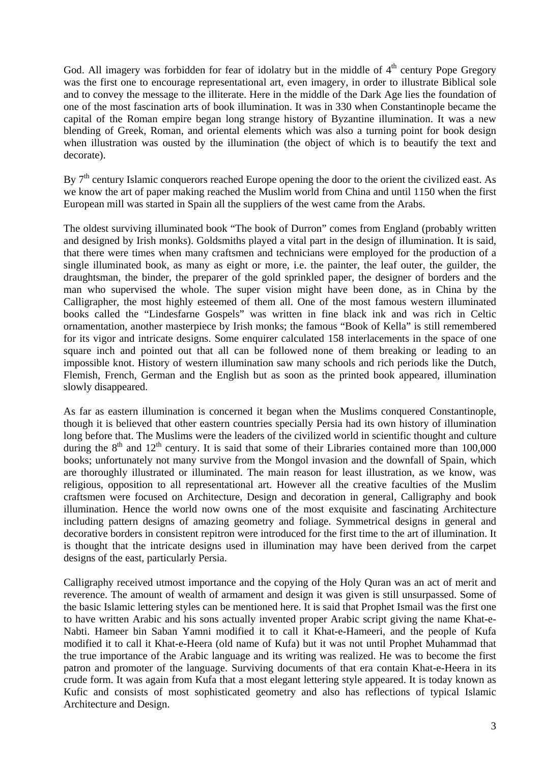God. All imagery was forbidden for fear of idolatry but in the middle of 4th century Pope Gregory was the first one to encourage representational art, even imagery, in order to illustrate Biblical sole and to convey the message to the illiterate. Here in the middle of the Dark Age lies the foundation of one of the most fascination arts of book illumination. It was in 330 when Constantinople became the capital of the Roman empire began long strange history of Byzantine illumination. It was a new blending of Greek, Roman, and oriental elements which was also a turning point for book design when illustration was ousted by the illumination (the object of which is to beautify the text and decorate).

By 7th century Islamic conquerors reached Europe opening the door to the orient the civilized east. As we know the art of paper making reached the Muslim world from China and until 1150 when the first European mill was started in Spain all the suppliers of the west came from the Arabs.

The oldest surviving illuminated book "The book of Durron" comes from England (probably written and designed by Irish monks). Goldsmiths played a vital part in the design of illumination. It is said, that there were times when many craftsmen and technicians were employed for the production of a single illuminated book, as many as eight or more, i.e. the painter, the leaf outer, the guilder, the draughtsman, the binder, the preparer of the gold sprinkled paper, the designer of borders and the man who supervised the whole. The super vision might have been done, as in China by the Calligrapher, the most highly esteemed of them all. One of the most famous western illuminated books called the "Lindesfarne Gospels" was written in fine black ink and was rich in Celtic ornamentation, another masterpiece by Irish monks; the famous "Book of Kella" is still remembered for its vigor and intricate designs. Some enquirer calculated 158 interlacements in the space of one square inch and pointed out that all can be followed none of them breaking or leading to an impossible knot. History of western illumination saw many schools and rich periods like the Dutch, Flemish, French, German and the English but as soon as the printed book appeared, illumination slowly disappeared.

As far as eastern illumination is concerned it began when the Muslims conquered Constantinople, though it is believed that other eastern countries specially Persia had its own history of illumination long before that. The Muslims were the leaders of the civilized world in scientific thought and culture during the 8th and 12th century. It is said that some of their Libraries contained more than 100,000 books; unfortunately not many survive from the Mongol invasion and the downfall of Spain, which are thoroughly illustrated or illuminated. The main reason for least illustration, as we know, was religious, opposition to all representational art. However all the creative faculties of the Muslim craftsmen were focused on Architecture, Design and decoration in general, Calligraphy and book illumination. Hence the world now owns one of the most exquisite and fascinating Architecture including pattern designs of amazing geometry and foliage. Symmetrical designs in general and decorative borders in consistent repitron were introduced for the first time to the art of illumination. It is thought that the intricate designs used in illumination may have been derived from the carpet designs of the east, particularly Persia.

Calligraphy received utmost importance and the copying of the Holy Quran was an act of merit and reverence. The amount of wealth of armament and design it was given is still unsurpassed. Some of the basic Islamic lettering styles can be mentioned here. It is said that Prophet Ismail was the first one to have written Arabic and his sons actually invented proper Arabic script giving the name Khat-e-Nabti. Hameer bin Saban Yamni modified it to call it Khat-e-Hameeri, and the people of Kufa modified it to call it Khat-e-Heera (old name of Kufa) but it was not until Prophet Muhammad that the true importance of the Arabic language and its writing was realized. He was to become the first patron and promoter of the language. Surviving documents of that era contain Khat-e-Heera in its crude form. It was again from Kufa that a most elegant lettering style appeared. It is today known as Kufic and consists of most sophisticated geometry and also has reflections of typical Islamic Architecture and Design.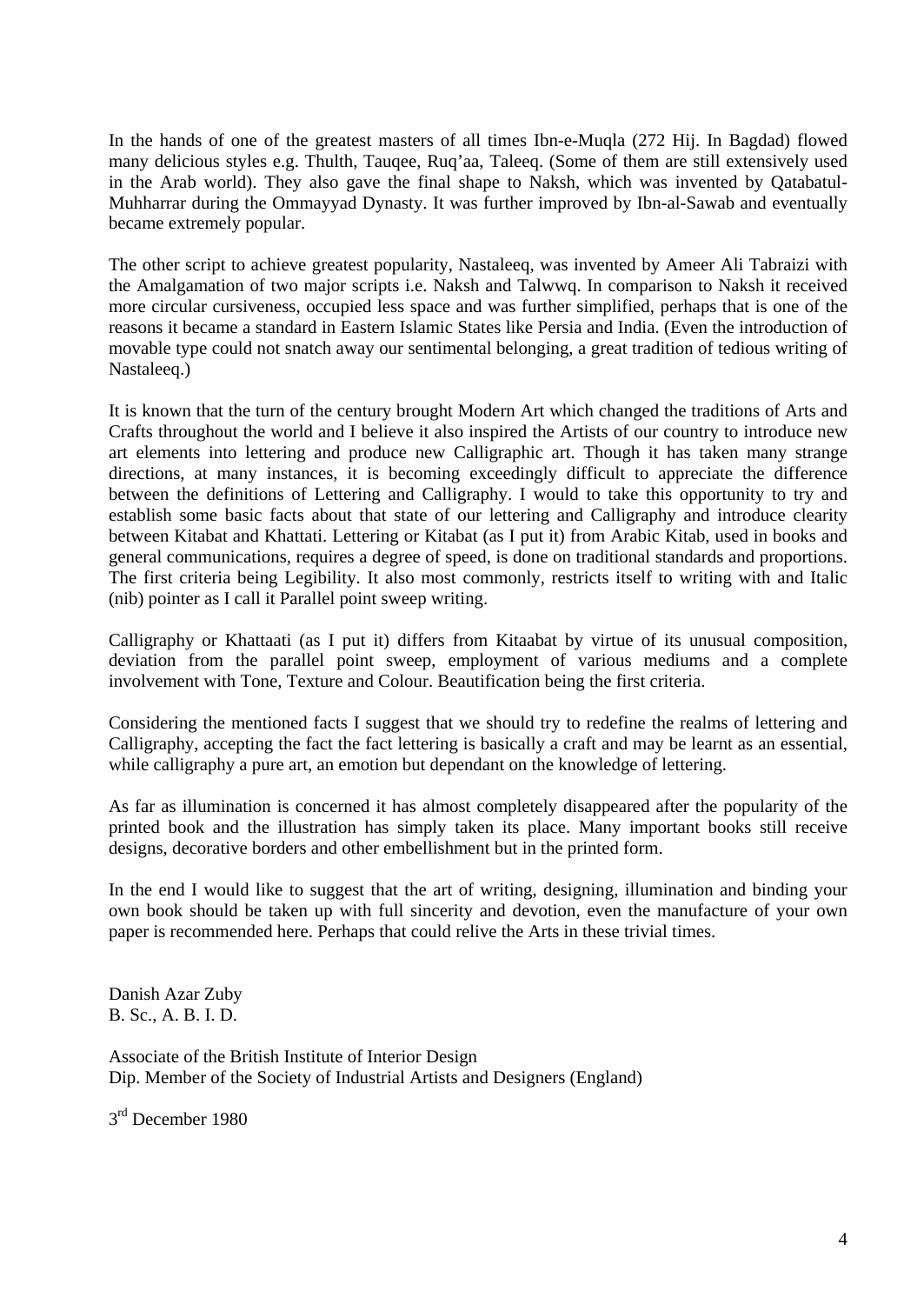In the hands of one of the greatest masters of all times Ibn-e-Muqla (272 Hij. In Bagdad) flowed many delicious styles e.g. Thulth, Tauqee, Ruq'aa, Taleeq. (Some of them are still extensively used in the Arab world). They also gave the final shape to Naksh, which was invented by Qatabatul-Muhharrar during the Ommayyad Dynasty. It was further improved by Ibn-al-Sawab and eventually became extremely popular.

The other script to achieve greatest popularity, Nastaleeq, was invented by Ameer Ali Tabraizi with the Amalgamation of two major scripts i.e. Naksh and Talwwq. In comparison to Naksh it received more circular cursiveness, occupied less space and was further simplified, perhaps that is one of the reasons it became a standard in Eastern Islamic States like Persia and India. (Even the introduction of movable type could not snatch away our sentimental belonging, a great tradition of tedious writing of Nastaleeq.)

It is known that the turn of the century brought Modern Art which changed the traditions of Arts and Crafts throughout the world and I believe it also inspired the Artists of our country to introduce new art elements into lettering and produce new Calligraphic art. Though it has taken many strange directions, at many instances, it is becoming exceedingly difficult to appreciate the difference between the definitions of Lettering and Calligraphy. I would to take this opportunity to try and establish some basic facts about that state of our lettering and Calligraphy and introduce clearity between Kitabat and Khattati. Lettering or Kitabat (as I put it) from Arabic Kitab, used in books and general communications, requires a degree of speed, is done on traditional standards and proportions. The first criteria being Legibility. It also most commonly, restricts itself to writing with and Italic (nib) pointer as I call it Parallel point sweep writing.

Calligraphy or Khattaati (as I put it) differs from Kitaabat by virtue of its unusual composition, deviation from the parallel point sweep, employment of various mediums and a complete involvement with Tone, Texture and Colour. Beautification being the first criteria.

Considering the mentioned facts I suggest that we should try to redefine the realms of lettering and Calligraphy, accepting the fact the fact lettering is basically a craft and may be learnt as an essential, while calligraphy a pure art, an emotion but dependant on the knowledge of lettering.

As far as illumination is concerned it has almost completely disappeared after the popularity of the printed book and the illustration has simply taken its place. Many important books still receive designs, decorative borders and other embellishment but in the printed form.

In the end I would like to suggest that the art of writing, designing, illumination and binding your own book should be taken up with full sincerity and devotion, even the manufacture of your own paper is recommended here. Perhaps that could relive the Arts in these trivial times.

Danish Azar Zuby
B. Sc., A. B. I. D.

Associate of the British Institute of Interior Design
Dip. Member of the Society of Industrial Artists and Designers (England)

3rd December 1980